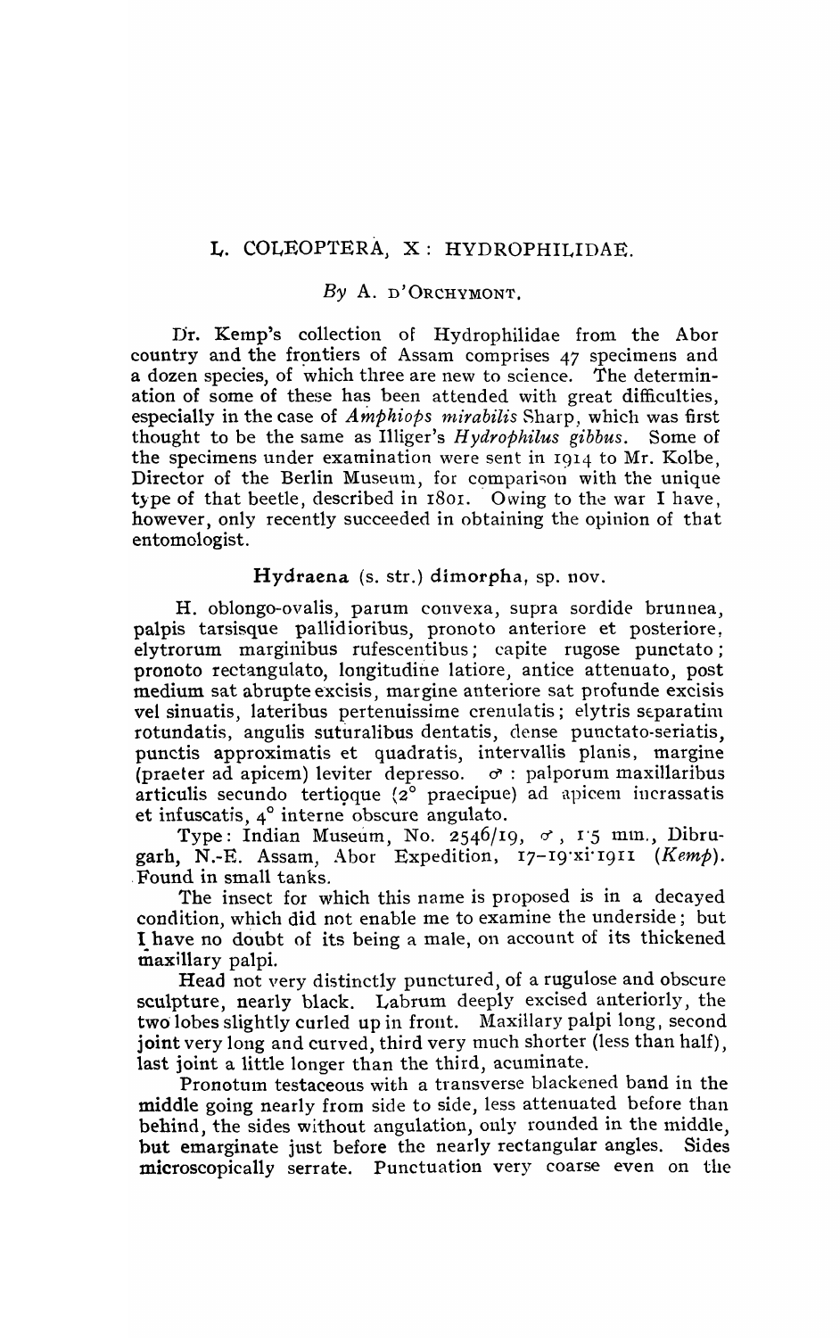## L. COLEOPTERA, X: HYDROPHILIDAE.

*By* A. D'ORCHYMONT.

Dr. Kemp's collection of Hydrophilidae from the Abor country and the frontiers of Assam comprises 47 specimens and a dozen species, of which three are new to science. The determination of some of these has been attended with great difficulties, especially in the case of *Amphiops mirabilis* Sharp, which was first thought to be the same as Illiger's *Hydrophilus gibbus*. Some of the specimens under examination were sent in 1914 to Mr. Kolbe, Director of the Berlin Museum, for comparison with the unique type of that beetle, described in 1801. Owing to the war I have, however, only recently succeeded in obtaining the opinion of that entomologist.

### Hydraena (s. str.) dimorpha, sp. nov.

H. oblongo-ovalis, parum convexa, supra sordide brunnea, palpis tarsisque pallidioribus, pronoto anteriore et posteriore, elytrorum marginibus rufescentibus; capite rugose punctato; pronoto rectangulato, longitudine latiore, antice attenuato, post medium sat abrupte excisis, margine anteriore sat profunde excisis vel sinuatis, lateribus pertenuissime crenulatis; elytris separatim rotundatis, angulis suturalibus dentatis, dense punctato-seriatis, punctis approximatis et quadratis, intervallis planis, margine (praeter ad apicem) leviter depresso. ♂: palporum maxillaribus articulis secundo tertioque (2° praecipue) ad apicem incrassatis et infuscatis, 4° interne obscure angulato.

Type: Indian Museum, No. 2546/19, ♂, 1·5 mm., Dibrugarh, N.-E. Assam, Abor Expedition, 17–19·xi·1911 (*Kemp*). Found in small tanks.

The insect for which this name is proposed is in a decayed condition, which did not enable me to examine the underside; but I have no doubt of its being a male, on account of its thickened maxillary palpi.

Head not very distinctly punctured, of a rugulose and obscure sculpture, nearly black. Labrum deeply excised anteriorly, the two lobes slightly curled up in front. Maxillary palpi long, second joint very long and curved, third very much shorter (less than half), last joint a little longer than the third, acuminate.

Pronotum testaceous with a transverse blackened band in the middle going nearly from side to side, less attenuated before than behind, the sides without angulation, only rounded in the middle, but emarginate just before the nearly rectangular angles. Sides microscopically serrate. Punctuation very coarse even on the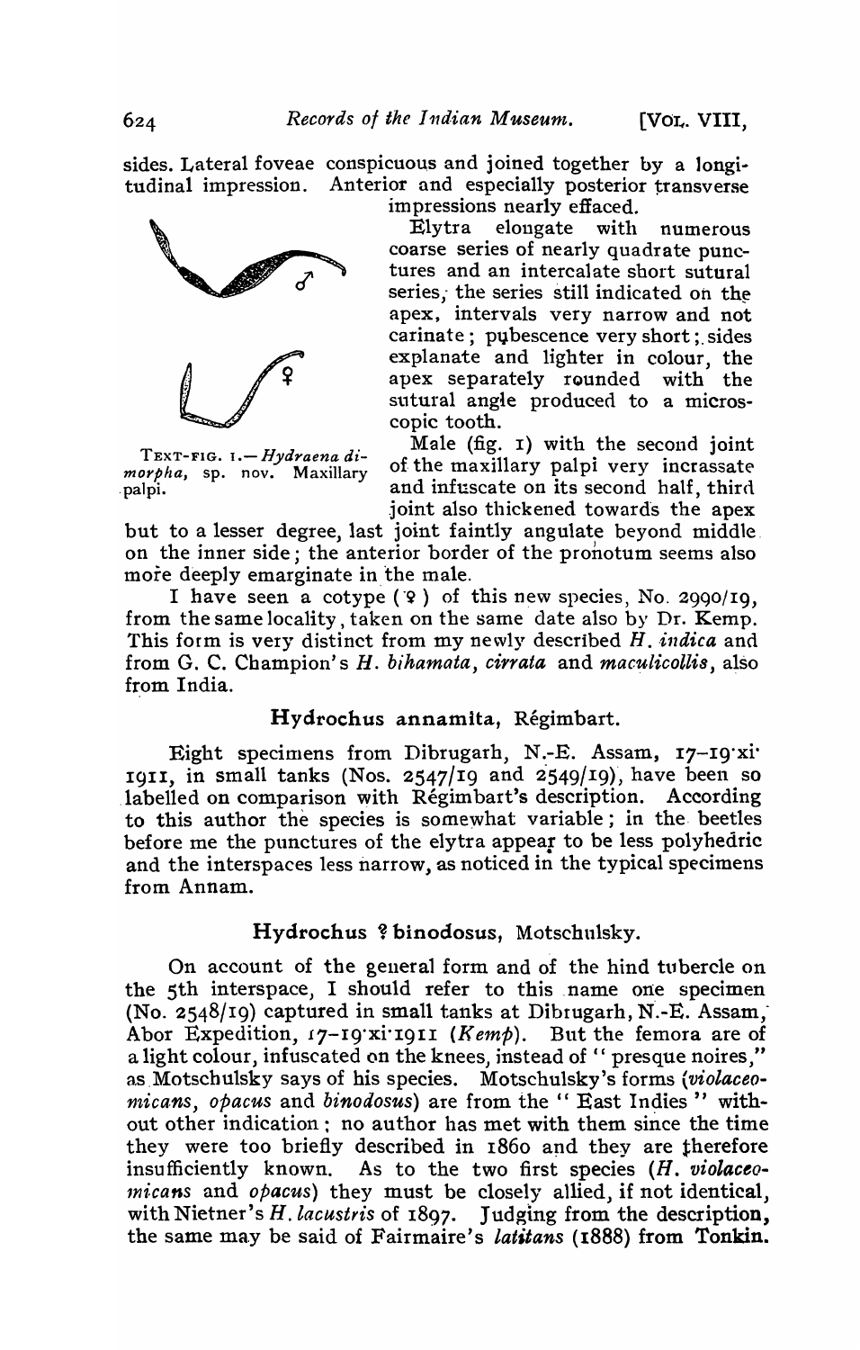sides. Lateral foveae conspicuous and joined together by a longitudinal impression. Anterior and especially posterior transverse impressions nearly effaced.

Elytra elongate with numerous coarse series of nearly quadrate punctures and an intercalate short sutural series; the series still indicated on the apex, intervals very narrow and not carinate; pubescence very short; sides explanate and lighter in colour, the apex separately rounded with the sutural angle produced to a microscopic tooth.

TEXT-FIG. 1.—*Hydraena dimorpha*, sp. nov. Maxillary palpi.

Male (fig. 1) with the second joint of the maxillary palpi very incrassate and infuscate on its second half, third joint also thickened towards the apex but to a lesser degree, last joint faintly angulate beyond middle on the inner side; the anterior border of the pronotum seems also more deeply emarginate in the male.

I have seen a cotype (♀) of this new species, No. 2990/19, from the same locality, taken on the same date also by Dr. Kemp. This form is very distinct from my newly described *H. indica* and from G. C. Champion's *H. bihamata*, *cirrata* and *maculicollis*, also from India.

## Hydrochus annamita, Régimbart.

Eight specimens from Dibrugarh, N.-E. Assam, 17–19·xi·1911, in small tanks (Nos. 2547/19 and 2549/19), have been so labelled on comparison with Régimbart's description. According to this author the species is somewhat variable; in the beetles before me the punctures of the elytra appear to be less polyhedric and the interspaces less narrow, as noticed in the typical specimens from Annam.

## Hydrochus ? binodosus, Motschulsky.

On account of the general form and of the hind tubercle on the 5th interspace, I should refer to this name one specimen (No. 2548/19) captured in small tanks at Dibrugarh, N.-E. Assam, Abor Expedition, 17–19·xi·1911 (*Kemp*). But the femora are of a light colour, infuscated on the knees, instead of "presque noires," as Motschulsky says of his species. Motschulsky's forms (*violaceomicans*, *opacus* and *binodosus*) are from the "East Indies" without other indication; no author has met with them since the time they were too briefly described in 1860 and they are therefore insufficiently known. As to the two first species (*H. violaceomicans* and *opacus*) they must be closely allied, if not identical, with Nietner's *H. lacustris* of 1897. Judging from the description, the same may be said of Fairmaire's *latitans* (1888) from Tonkin.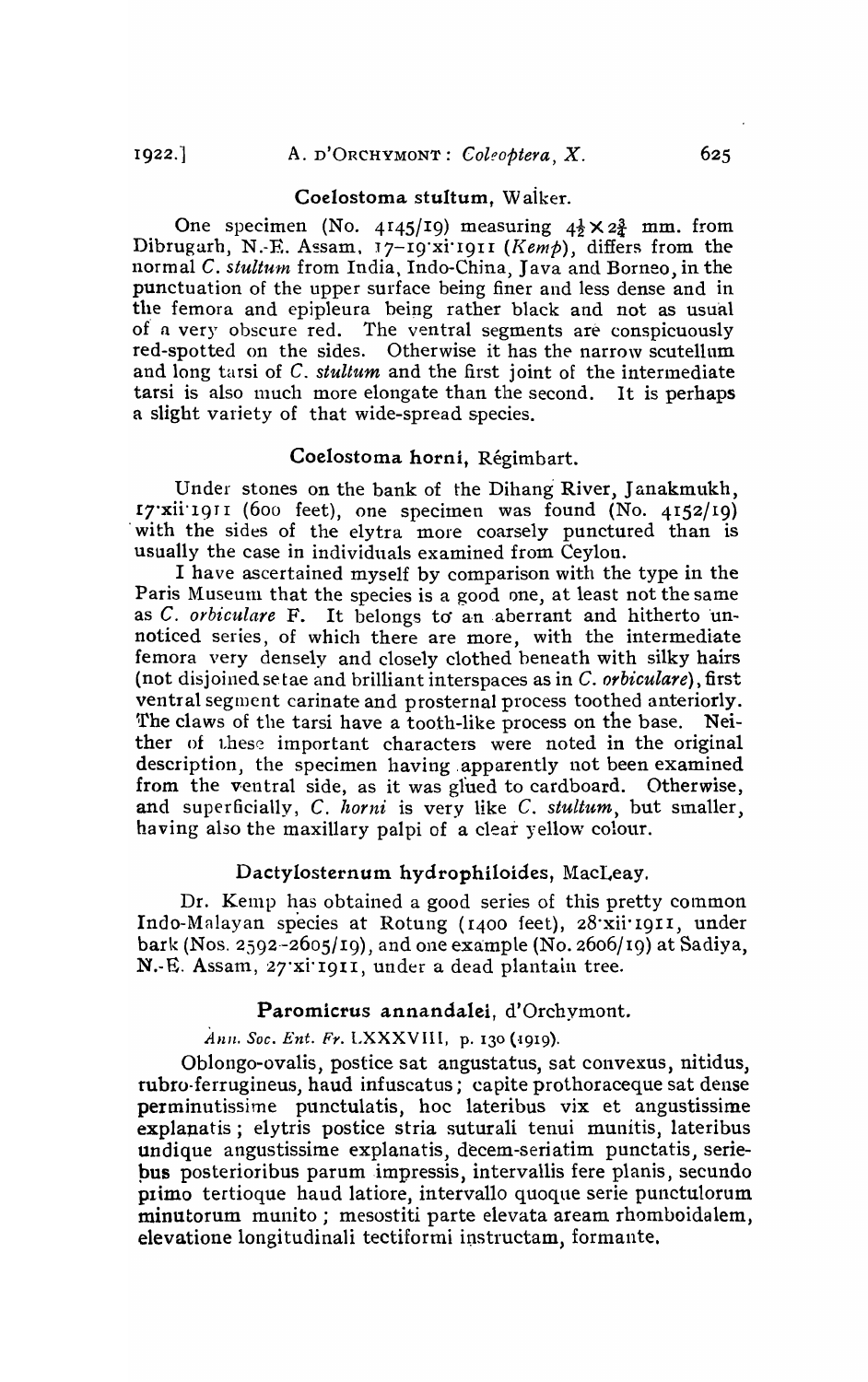### Coelostoma stultum, Walker.

One specimen (No. 4145/19) measuring $4\frac{1}{2} \times 2\frac{3}{4}$ mm. from Dibrugarh, N.-E. Assam, 17–19·xi·1911 (*Kemp*), differs from the normal *C. stultum* from India, Indo-China, Java and Borneo, in the punctuation of the upper surface being finer and less dense and in the femora and epipleura being rather black and not as usual of a very obscure red. The ventral segments are conspicuously red-spotted on the sides. Otherwise it has the narrow scutellum and long tarsi of *C. stultum* and the first joint of the intermediate tarsi is also much more elongate than the second. It is perhaps a slight variety of that wide-spread species.

### Coelostoma horni, Régimbart.

Under stones on the bank of the Dihang River, Janakmukh, 17·xii·1911 (600 feet), one specimen was found (No. 4152/19) with the sides of the elytra more coarsely punctured than is usually the case in individuals examined from Ceylon.

I have ascertained myself by comparison with the type in the Paris Museum that the species is a good one, at least not the same as *C. orbiculare* F. It belongs to an aberrant and hitherto unnoticed series, of which there are more, with the intermediate femora very densely and closely clothed beneath with silky hairs (not disjoined setae and brilliant interspaces as in *C. orbiculare*), first ventral segment carinate and prosternal process toothed anteriorly. The claws of the tarsi have a tooth-like process on the base. Neither of these important characters were noted in the original description, the specimen having apparently not been examined from the ventral side, as it was glued to cardboard. Otherwise, and superficially, *C. horni* is very like *C. stultum*, but smaller, having also the maxillary palpi of a clear yellow colour.

### Dactylosternum hydrophiloides, MacLeay.

Dr. Kemp has obtained a good series of this pretty common Indo-Malayan species at Rotung (1400 feet), 28·xii·1911, under bark (Nos. 2592–2605/19), and one example (No. 2606/19) at Sadiya, N.-E. Assam, 27·xi·1911, under a dead plantain tree.

### Paromicrus annandalei, d'Orchymont.

*Ann. Soc. Ent. Fr.* LXXXVIII, p. 130 (1919).

Oblongo-ovalis, postice sat angustatus, sat convexus, nitidus, rubro-ferrugineus, haud infuscatus; capite prothoraceque sat dense perminutissime punctulatis, hoc lateribus vix et angustissime explanatis; elytris postice stria suturali tenui munitis, lateribus undique angustissime explanatis, decem-seriatim punctatis, seriebus posterioribus parum impressis, intervallis fere planis, secundo primo tertioque haud latiore, intervallo quoque serie punctulorum minutorum munito; mesostiti parte elevata aream rhomboidalem, elevatione longitudinali tectiformi instructam, formante.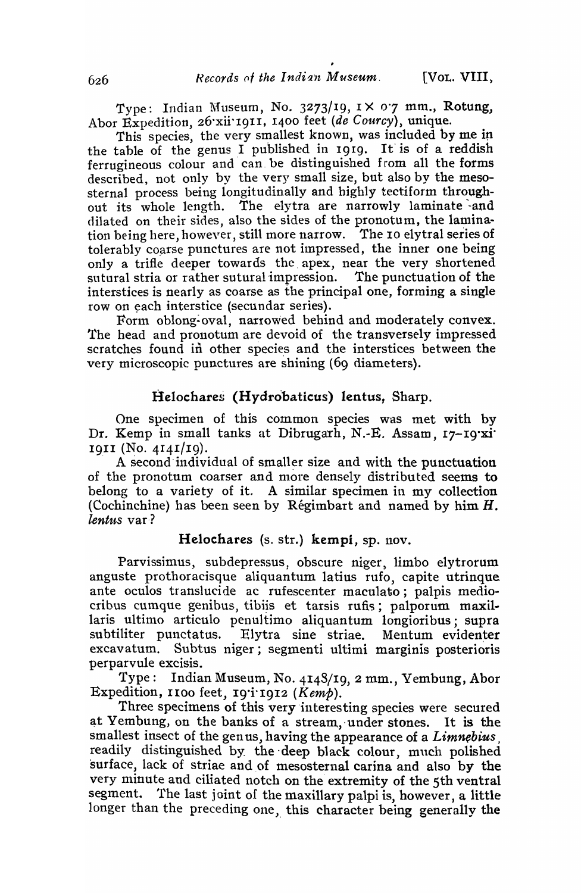Type: Indian Museum, No. 3273/19, 1 × 0·7 mm., Rotung, Abor Expedition, 26·xii·1911, 1400 feet (*de Courcy*), unique.

This species, the very smallest known, was included by me in the table of the genus I published in 1919. It is of a reddish ferrugineous colour and can be distinguished from all the forms described, not only by the very small size, but also by the mesosternal process being longitudinally and highly tectiform throughout its whole length. The elytra are narrowly laminate and dilated on their sides, also the sides of the pronotum, the lamination being here, however, still more narrow. The 10 elytral series of tolerably coarse punctures are not impressed, the inner one being only a trifle deeper towards the apex, near the very shortened sutural stria or rather sutural impression. The punctuation of the interstices is nearly as coarse as the principal one, forming a single row on each interstice (secundar series).

Form oblong-oval, narrowed behind and moderately convex. The head and pronotum are devoid of the transversely impressed scratches found in other species and the interstices between the very microscopic punctures are shining (69 diameters).

## Helochares (Hydrobaticus) lentus, Sharp.

One specimen of this common species was met with by Dr. Kemp in small tanks at Dibrugarh, N.-E. Assam, 17–19·xi·1911 (No. 4141/19).

A second individual of smaller size and with the punctuation of the pronotum coarser and more densely distributed seems to belong to a variety of it. A similar specimen in my collection (Cochinchine) has been seen by Régimbart and named by him *H. lentus* var ?

## Helochares (s. str.) kempi, sp. nov.

Parvissimus, subdepressus, obscure niger, limbo elytrorum anguste prothoracisque aliquantum latius rufo, capite utrinque ante oculos translucide ac rufescenter maculato; palpis mediocribus cumque genibus, tibiis et tarsis rufis; palporum maxillaris ultimo articulo penultimo aliquantum longioribus; supra subtiliter punctatus. Elytra sine striae. Mentum evidenter excavatum. Subtus niger; segmenti ultimi marginis posterioris perparvule excisis.

Type: Indian Museum, No. 4148/19, 2 mm., Yembung, Abor Expedition, 1100 feet, 19·i·1912 (*Kemp*).

Three specimens of this very interesting species were secured at Yembung, on the banks of a stream, under stones. It is the smallest insect of the genus, having the appearance of a *Limnebius*, readily distinguished by the deep black colour, much polished surface, lack of striae and of mesosternal carina and also by the very minute and ciliated notch on the extremity of the 5th ventral segment. The last joint of the maxillary palpi is, however, a little longer than the preceding one, this character being generally the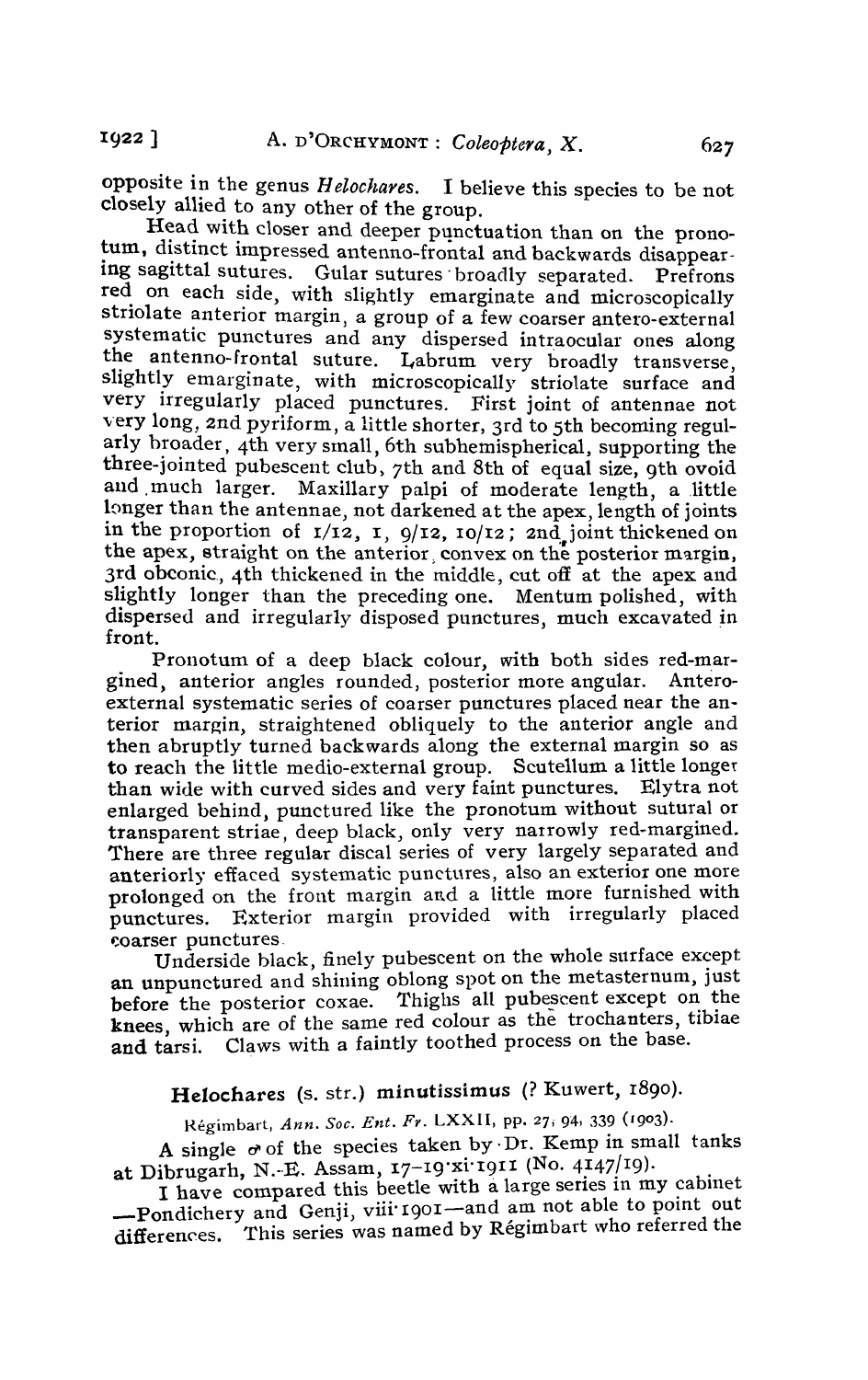opposite in the genus *Helochares*. I believe this species to be not closely allied to any other of the group.

Head with closer and deeper punctuation than on the pronotum, distinct impressed antenno-frontal and backwards disappearing sagittal sutures. Gular sutures broadly separated. Prefrons red on each side, with slightly emarginate and microscopically striolate anterior margin, a group of a few coarser antero-external systematic punctures and any dispersed intraocular ones along the antenno-frontal suture. Labrum very broadly transverse, slightly emarginate, with microscopically striolate surface and very irregularly placed punctures. First joint of antennae not very long, 2nd pyriform, a little shorter, 3rd to 5th becoming regularly broader, 4th very small, 6th subhemispherical, supporting the three-jointed pubescent club, 7th and 8th of equal size, 9th ovoid and much larger. Maxillary palpi of moderate length, a little longer than the antennae, not darkened at the apex, length of joints in the proportion of 1/12, 1, 9/12, 10/12; 2nd joint thickened on the apex, straight on the anterior, convex on the posterior margin, 3rd obconic, 4th thickened in the middle, cut off at the apex and slightly longer than the preceding one. Mentum polished, with dispersed and irregularly disposed punctures, much excavated in front.

Pronotum of a deep black colour, with both sides red-margined, anterior angles rounded, posterior more angular. Antero-external systematic series of coarser punctures placed near the anterior margin, straightened obliquely to the anterior angle and then abruptly turned backwards along the external margin so as to reach the little medio-external group. Scutellum a little longer than wide with curved sides and very faint punctures. Elytra not enlarged behind, punctured like the pronotum without sutural or transparent striae, deep black, only very narrowly red-margined. There are three regular discal series of very largely separated and anteriorly effaced systematic punctures, also an exterior one more prolonged on the front margin and a little more furnished with punctures. Exterior margin provided with irregularly placed coarser punctures.

Underside black, finely pubescent on the whole surface except an unpunctured and shining oblong spot on the metasternum, just before the posterior coxae. Thighs all pubescent except on the knees, which are of the same red colour as the trochanters, tibiae and tarsi. Claws with a faintly toothed process on the base.

### Helochares (s. str.) minutissimus (? Kuwert, 1890).

Régimbart, *Ann. Soc. Ent. Fr.* LXXII, pp. 27, 94, 339 (1903).

A single ♂ of the species taken by Dr. Kemp in small tanks at Dibrugarh, N.-E. Assam, 17–19·xi·1911 (No. 4147/19).

I have compared this beetle with a large series in my cabinet —Pondichery and Genji, viii·1901—and am not able to point out differences. This series was named by Régimbart who referred the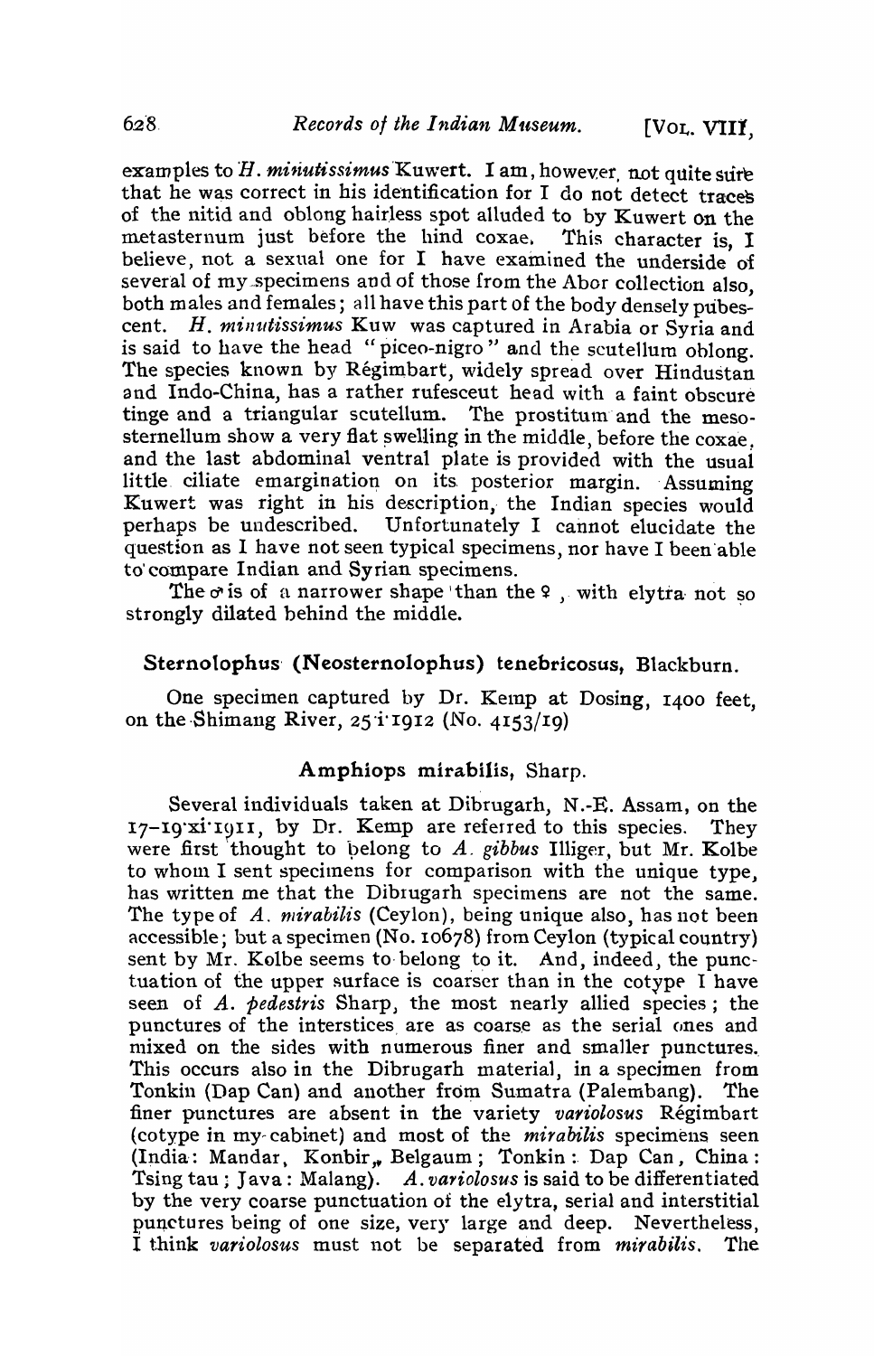examples to *H. minutissimus* Kuwert. I am, however, not quite sure that he was correct in his identification for I do not detect traces of the nitid and oblong hairless spot alluded to by Kuwert on the metasternum just before the hind coxae. This character is, I believe, not a sexual one for I have examined the underside of several of my specimens and of those from the Abor collection also, both males and females; all have this part of the body densely pubescent. *H. minutissimus* Kuw was captured in Arabia or Syria and is said to have the head "piceo-nigro" and the scutellum oblong. The species known by Régimbart, widely spread over Hindustan and Indo-China, has a rather rufesceut head with a faint obscure tinge and a triangular scutellum. The prostitum and the mesosternellum show a very flat swelling in the middle, before the coxae, and the last abdominal ventral plate is provided with the usual little ciliate emargination on its posterior margin. Assuming Kuwert was right in his description, the Indian species would perhaps be undescribed. Unfortunately I cannot elucidate the question as I have not seen typical specimens, nor have I been able to compare Indian and Syrian specimens.

The ♂ is of a narrower shape than the ♀, with elytra not so strongly dilated behind the middle.

## Sternolophus (Neosternolophus) tenebricosus, Blackburn.

One specimen captured by Dr. Kemp at Dosing, 1400 feet, on the Shimang River, 25·i·1912 (No. 4153/19)

## Amphiops mirabilis, Sharp.

Several individuals taken at Dibrugarh, N.-E. Assam, on the 17–19·xi·1911, by Dr. Kemp are referred to this species. They were first thought to belong to *A. gibbus* Illiger, but Mr. Kolbe to whom I sent specimens for comparison with the unique type, has written me that the Dibrugarh specimens are not the same. The type of *A. mirabilis* (Ceylon), being unique also, has not been accessible; but a specimen (No. 10678) from Ceylon (typical country) sent by Mr. Kolbe seems to belong to it. And, indeed, the punctuation of the upper surface is coarser than in the cotype I have seen of *A. pedestris* Sharp, the most nearly allied species; the punctures of the interstices are as coarse as the serial ones and mixed on the sides with numerous finer and smaller punctures. This occurs also in the Dibrugarh material, in a specimen from Tonkin (Dap Can) and another from Sumatra (Palembang). The finer punctures are absent in the variety *variolosus* Régimbart (cotype in my cabinet) and most of the *mirabilis* specimens seen (India: Mandar, Konbir, Belgaum; Tonkin: Dap Can, China: Tsing tau; Java: Malang). *A. variolosus* is said to be differentiated by the very coarse punctuation of the elytra, serial and interstitial punctures being of one size, very large and deep. Nevertheless, I think *variolosus* must not be separated from *mirabilis*. The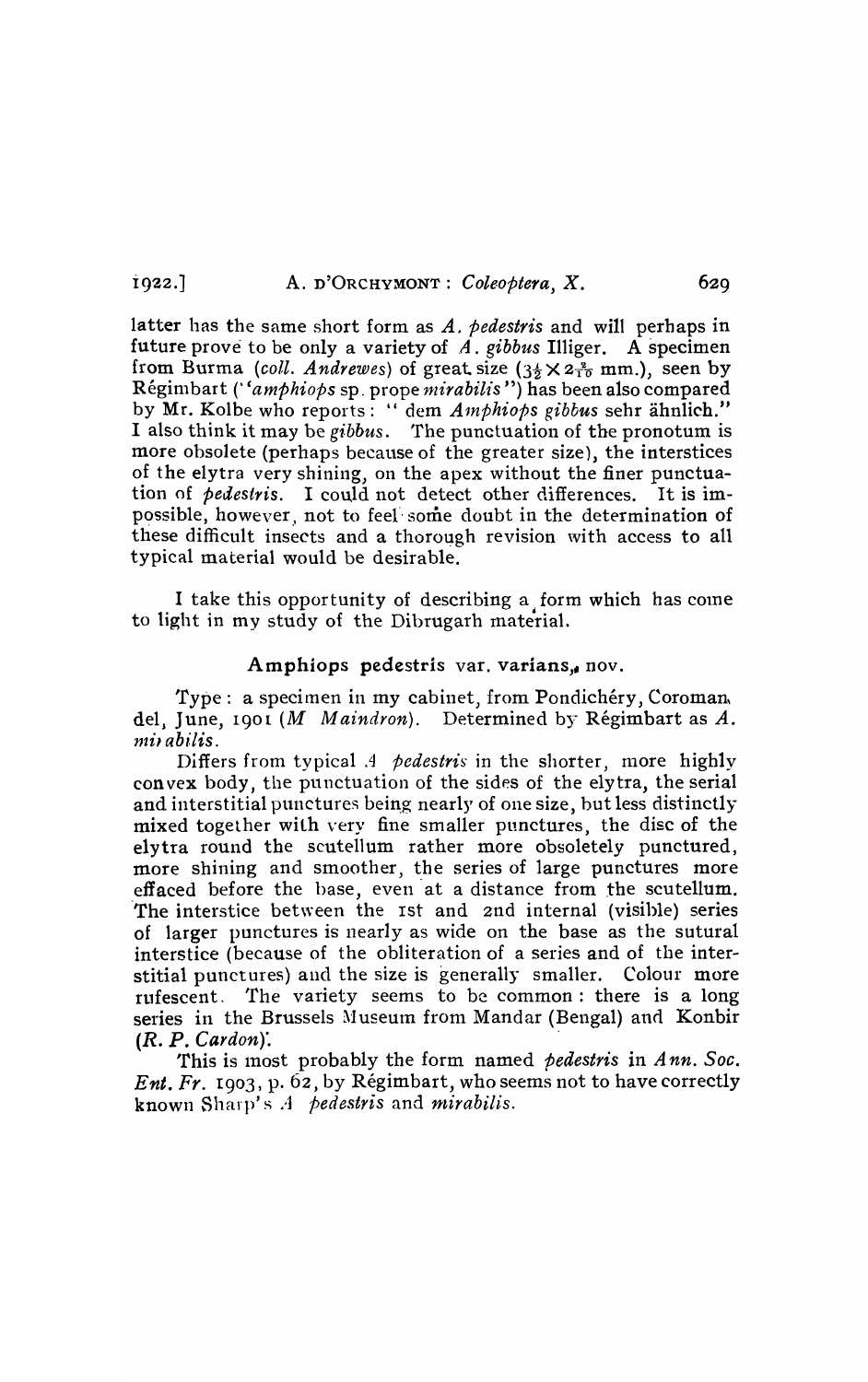latter has the same short form as *A. pedestris* and will perhaps in future prove to be only a variety of *A. gibbus* Illiger. A specimen from Burma (*coll. Andrewes*) of great size ($3\frac{1}{2} \times 2\frac{3}{10}$ mm.), seen by Régimbart ("*amphiops* sp. prope *mirabilis*") has been also compared by Mr. Kolbe who reports: " dem *Amphiops gibbus* sehr ähnlich." I also think it may be *gibbus*. The punctuation of the pronotum is more obsolete (perhaps because of the greater size), the interstices of the elytra very shining, on the apex without the finer punctuation of *pedestris*. I could not detect other differences. It is impossible, however, not to feel some doubt in the determination of these difficult insects and a thorough revision with access to all typical material would be desirable.

I take this opportunity of describing a form which has come to light in my study of the Dibrugarh material.

### Amphiops pedestris var. varians, nov.

Type: a specimen in my cabinet, from Pondichéry, Coromandel, June, 1901 (*M. Maindron*). Determined by Régimbart as *A. mirabilis*.

Differs from typical *A. pedestris* in the shorter, more highly convex body, the punctuation of the sides of the elytra, the serial and interstitial punctures being nearly of one size, but less distinctly mixed together with very fine smaller punctures, the disc of the elytra round the scutellum rather more obsoletely punctured, more shining and smoother, the series of large punctures more effaced before the base, even at a distance from the scutellum. The interstice between the 1st and 2nd internal (visible) series of larger punctures is nearly as wide on the base as the sutural interstice (because of the obliteration of a series and of the interstitial punctures) and the size is generally smaller. Colour more rufescent. The variety seems to be common: there is a long series in the Brussels Museum from Mandar (Bengal) and Konbir (*R. P. Cardon*).

This is most probably the form named *pedestris* in *Ann. Soc. Ent. Fr.* 1903, p. 62, by Régimbart, who seems not to have correctly known Sharp's *A. pedestris* and *mirabilis*.